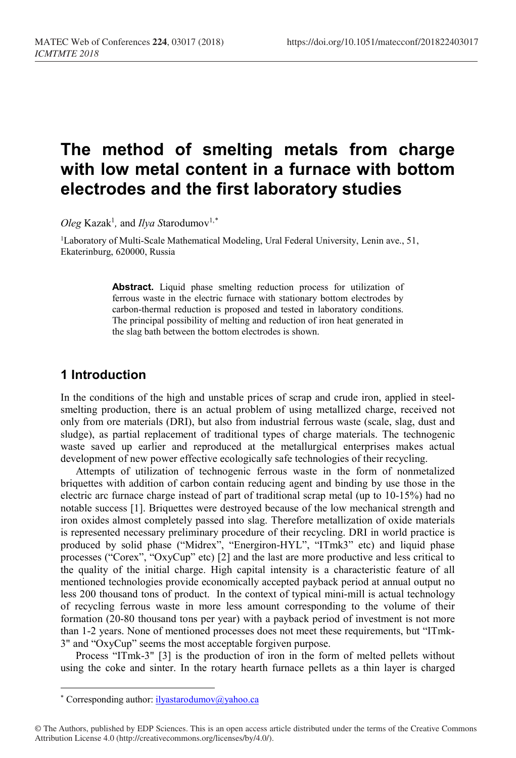# The method of smelting metals from charge with low metal content in a furnace with bottom electrodes and the first laboratory studies

*Oleg* Kazak[1], and *Ilya S*tarodumov[1,*]

[1]Laboratory of Multi-Scale Mathematical Modeling, Ural Federal University, Lenin ave., 51, Ekaterinburg, 620000, Russia

**Abstract.** Liquid phase smelting reduction process for utilization of ferrous waste in the electric furnace with stationary bottom electrodes by carbon-thermal reduction is proposed and tested in laboratory conditions. The principal possibility of melting and reduction of iron heat generated in the slag bath between the bottom electrodes is shown.

## 1 Introduction

In the conditions of the high and unstable prices of scrap and crude iron, applied in steel-smelting production, there is an actual problem of using metallized charge, received not only from ore materials (DRI), but also from industrial ferrous waste (scale, slag, dust and sludge), as partial replacement of traditional types of charge materials. The technogenic waste saved up earlier and reproduced at the metallurgical enterprises makes actual development of new power effective ecologically safe technologies of their recycling.

Attempts of utilization of technogenic ferrous waste in the form of nonmetalized briquettes with addition of carbon contain reducing agent and binding by use those in the electric arc furnace charge instead of part of traditional scrap metal (up to 10-15%) had no notable success [1]. Briquettes were destroyed because of the low mechanical strength and iron oxides almost completely passed into slag. Therefore metallization of oxide materials is represented necessary preliminary procedure of their recycling. DRI in world practice is produced by solid phase ("Midrex", "Energiron-HYL", "ITmk3" etc) and liquid phase processes ("Corex", "OxyCup" etc) [2] and the last are more productive and less critical to the quality of the initial charge. High capital intensity is a characteristic feature of all mentioned technologies provide economically accepted payback period at annual output no less 200 thousand tons of product. In the context of typical mini-mill is actual technology of recycling ferrous waste in more less amount corresponding to the volume of their formation (20-80 thousand tons per year) with a payback period of investment is not more than 1-2 years. None of mentioned processes does not meet these requirements, but "ITmk-3" and "OxyCup" seems the most acceptable forgiven purpose.

Process "ITmk-3" [3] is the production of iron in the form of melted pellets without using the coke and sinter. In the rotary hearth furnace pellets as a thin layer is charged

* Corresponding author: ilyastarodumov@yahoo.ca

© The Authors, published by EDP Sciences. This is an open access article distributed under the terms of the Creative Commons Attribution License 4.0 (http://creativecommons.org/licenses/by/4.0/).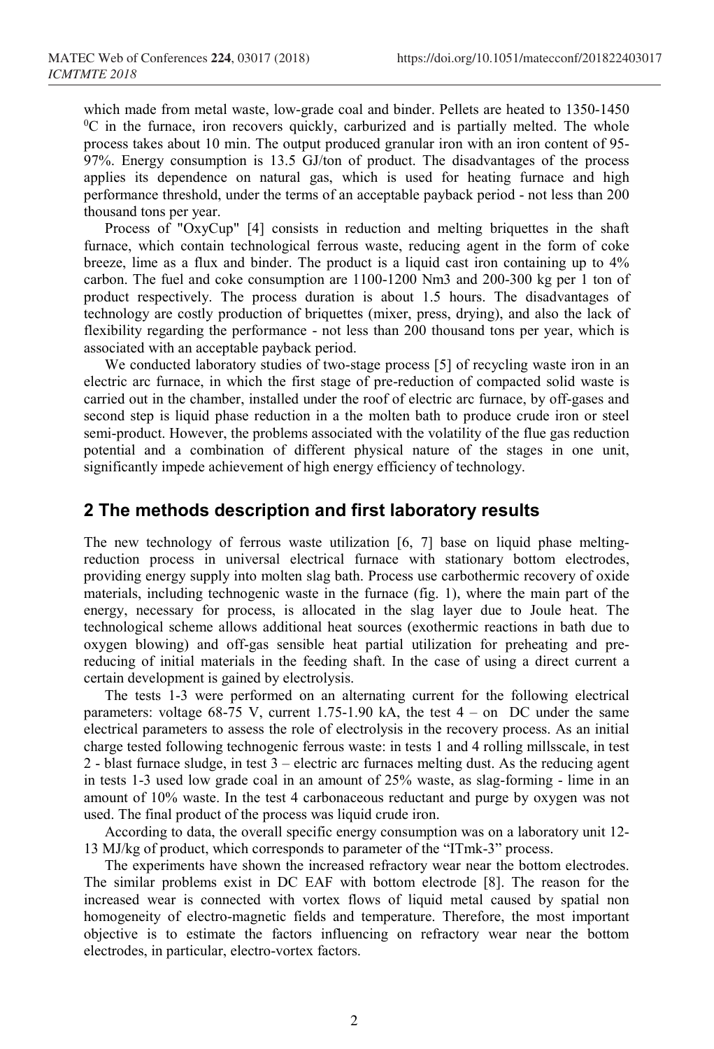which made from metal waste, low-grade coal and binder. Pellets are heated to 1350-1450 $^0$C in the furnace, iron recovers quickly, carburized and is partially melted. The whole process takes about 10 min. The output produced granular iron with an iron content of 95-97%. Energy consumption is 13.5 GJ/ton of product. The disadvantages of the process applies its dependence on natural gas, which is used for heating furnace and high performance threshold, under the terms of an acceptable payback period - not less than 200 thousand tons per year.

Process of "OxyCup" [4] consists in reduction and melting briquettes in the shaft furnace, which contain technological ferrous waste, reducing agent in the form of coke breeze, lime as a flux and binder. The product is a liquid cast iron containing up to 4% carbon. The fuel and coke consumption are 1100-1200 Nm3 and 200-300 kg per 1 ton of product respectively. The process duration is about 1.5 hours. The disadvantages of technology are costly production of briquettes (mixer, press, drying), and also the lack of flexibility regarding the performance - not less than 200 thousand tons per year, which is associated with an acceptable payback period.

We conducted laboratory studies of two-stage process [5] of recycling waste iron in an electric arc furnace, in which the first stage of pre-reduction of compacted solid waste is carried out in the chamber, installed under the roof of electric arc furnace, by off-gases and second step is liquid phase reduction in a the molten bath to produce crude iron or steel semi-product. However, the problems associated with the volatility of the flue gas reduction potential and a combination of different physical nature of the stages in one unit, significantly impede achievement of high energy efficiency of technology.

## 2 The methods description and first laboratory results

The new technology of ferrous waste utilization [6, 7] base on liquid phase melting-reduction process in universal electrical furnace with stationary bottom electrodes, providing energy supply into molten slag bath. Process use carbothermic recovery of oxide materials, including technogenic waste in the furnace (fig. 1), where the main part of the energy, necessary for process, is allocated in the slag layer due to Joule heat. The technological scheme allows additional heat sources (exothermic reactions in bath due to oxygen blowing) and off-gas sensible heat partial utilization for preheating and pre-reducing of initial materials in the feeding shaft. In the case of using a direct current a certain development is gained by electrolysis.

The tests 1-3 were performed on an alternating current for the following electrical parameters: voltage 68-75 V, current 1.75-1.90 kA, the test 4 – on DC under the same electrical parameters to assess the role of electrolysis in the recovery process. As an initial charge tested following technogenic ferrous waste: in tests 1 and 4 rolling millsscale, in test 2 - blast furnace sludge, in test 3 – electric arc furnaces melting dust. As the reducing agent in tests 1-3 used low grade coal in an amount of 25% waste, as slag-forming - lime in an amount of 10% waste. In the test 4 carbonaceous reductant and purge by oxygen was not used. The final product of the process was liquid crude iron.

According to data, the overall specific energy consumption was on a laboratory unit 12-13 MJ/kg of product, which corresponds to parameter of the "ITmk-3" process.

The experiments have shown the increased refractory wear near the bottom electrodes. The similar problems exist in DC EAF with bottom electrode [8]. The reason for the increased wear is connected with vortex flows of liquid metal caused by spatial non homogeneity of electro-magnetic fields and temperature. Therefore, the most important objective is to estimate the factors influencing on refractory wear near the bottom electrodes, in particular, electro-vortex factors.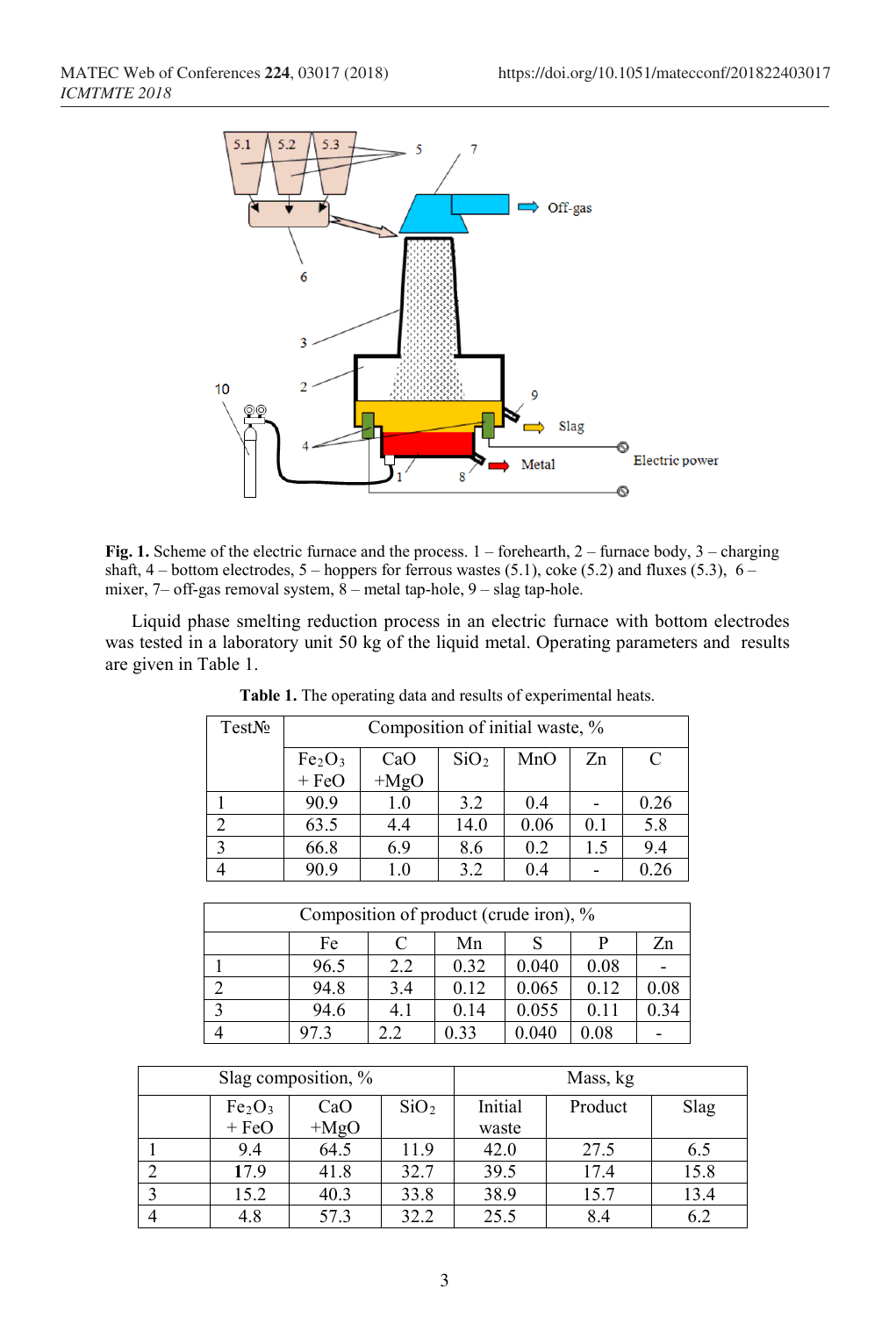**Fig. 1.** Scheme of the electric furnace and the process. 1 – forehearth, 2 – furnace body, 3 – charging shaft, 4 – bottom electrodes, 5 – hoppers for ferrous wastes (5.1), coke (5.2) and fluxes (5.3), 6 – mixer, 7– off-gas removal system, 8 – metal tap-hole, 9 – slag tap-hole.

Liquid phase smelting reduction process in an electric furnace with bottom electrodes was tested in a laboratory unit 50 kg of the liquid metal. Operating parameters and results are given in Table 1.

**Table 1.** The operating data and results of experimental heats.

| Test№ | Composition of initial waste, % | | | | | |
|---|---|---|---|---|---|---|
| | $Fe_2O_3$ + FeO | CaO +MgO | $SiO_2$ | MnO | Zn | C |
| 1 | 90.9 | 1.0 | 3.2 | 0.4 | - | 0.26 |
| 2 | 63.5 | 4.4 | 14.0 | 0.06 | 0.1 | 5.8 |
| 3 | 66.8 | 6.9 | 8.6 | 0.2 | 1.5 | 9.4 |
| 4 | 90.9 | 1.0 | 3.2 | 0.4 | - | 0.26 |

| | Composition of product (crude iron), % | | | | | |
|---|---|---|---|---|---|---|
| | Fe | C | Mn | S | P | Zn |
| 1 | 96.5 | 2.2 | 0.32 | 0.040 | 0.08 | - |
| 2 | 94.8 | 3.4 | 0.12 | 0.065 | 0.12 | 0.08 |
| 3 | 94.6 | 4.1 | 0.14 | 0.055 | 0.11 | 0.34 |
| 4 | 97.3 | 2.2 | 0.33 | 0.040 | 0.08 | - |

| | Slag composition, % | | | Mass, kg | | |
|---|---|---|---|---|---|---|
| | $Fe_2O_3$ + FeO | CaO +MgO | $SiO_2$ | Initial waste | Product | Slag |
| 1 | 9.4 | 64.5 | 11.9 | 42.0 | 27.5 | 6.5 |
| 2 | **17**.9 | 41.8 | 32.7 | 39.5 | 17.4 | 15.8 |
| 3 | 15.2 | 40.3 | 33.8 | 38.9 | 15.7 | 13.4 |
| 4 | 4.8 | 57.3 | 32.2 | 25.5 | 8.4 | 6.2 |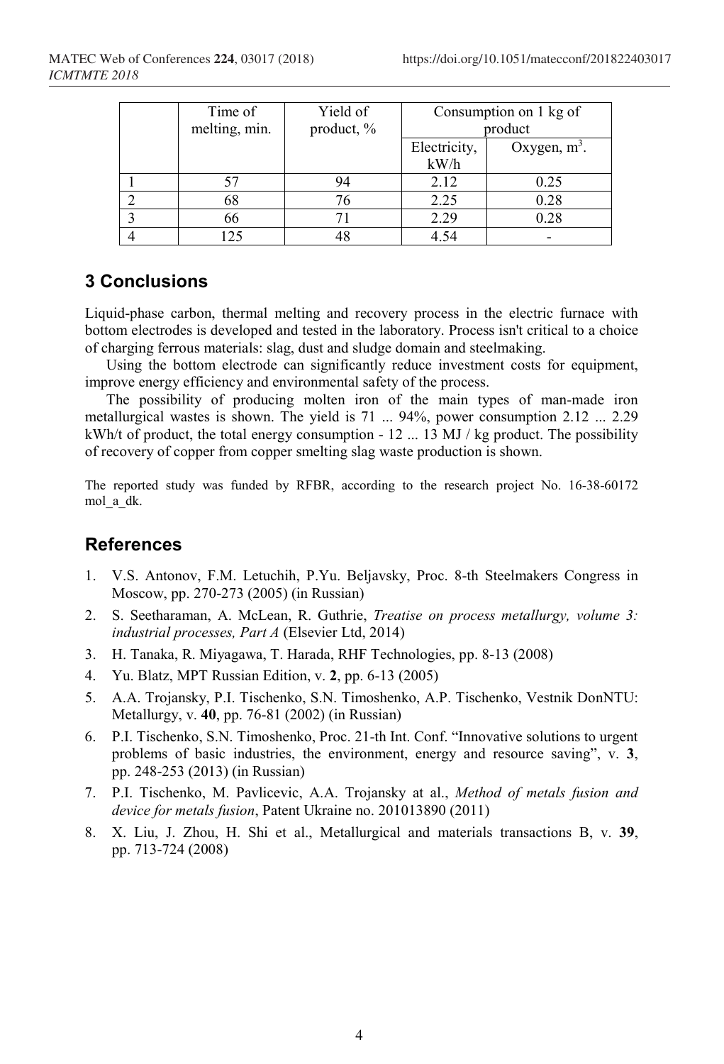| | Time of melting, min. | Yield of product, % | Consumption on 1 kg of product | |
|---|---|---|---|---|
| | | | Electricity, kW/h | Oxygen, $m^3$. |
| 1 | 57 | 94 | 2.12 | 0.25 |
| 2 | 68 | 76 | 2.25 | 0.28 |
| 3 | 66 | 71 | 2.29 | 0.28 |
| 4 | 125 | 48 | 4.54 | - |

## 3 Conclusions

Liquid-phase carbon, thermal melting and recovery process in the electric furnace with bottom electrodes is developed and tested in the laboratory. Process isn't critical to a choice of charging ferrous materials: slag, dust and sludge domain and steelmaking.

Using the bottom electrode can significantly reduce investment costs for equipment, improve energy efficiency and environmental safety of the process.

The possibility of producing molten iron of the main types of man-made iron metallurgical wastes is shown. The yield is 71 ... 94%, power consumption 2.12 ... 2.29 kWh/t of product, the total energy consumption - 12 ... 13 MJ / kg product. The possibility of recovery of copper from copper smelting slag waste production is shown.

The reported study was funded by RFBR, according to the research project No. 16-38-60172 mol_a_dk.

## References

1. V.S. Antonov, F.M. Letuchih, P.Yu. Beljavsky, Proc. 8-th Steelmakers Congress in Moscow, pp. 270-273 (2005) (in Russian)
2. S. Seetharaman, A. McLean, R. Guthrie, *Treatise on process metallurgy, volume 3: industrial processes, Part A* (Elsevier Ltd, 2014)
3. H. Tanaka, R. Miyagawa, T. Harada, RHF Technologies, pp. 8-13 (2008)
4. Yu. Blatz, MPT Russian Edition, v. **2**, pp. 6-13 (2005)
5. A.A. Trojansky, P.I. Tischenko, S.N. Timoshenko, A.P. Tischenko, Vestnik DonNTU: Metallurgy, v. **40**, pp. 76-81 (2002) (in Russian)
6. P.I. Tischenko, S.N. Timoshenko, Proc. 21-th Int. Conf. "Innovative solutions to urgent problems of basic industries, the environment, energy and resource saving", v. **3**, pp. 248-253 (2013) (in Russian)
7. P.I. Tischenko, M. Pavlicevic, A.A. Trojansky at al., *Method of metals fusion and device for metals fusion*, Patent Ukraine no. 201013890 (2011)
8. X. Liu, J. Zhou, H. Shi et al., Metallurgical and materials transactions B, v. **39**, pp. 713-724 (2008)